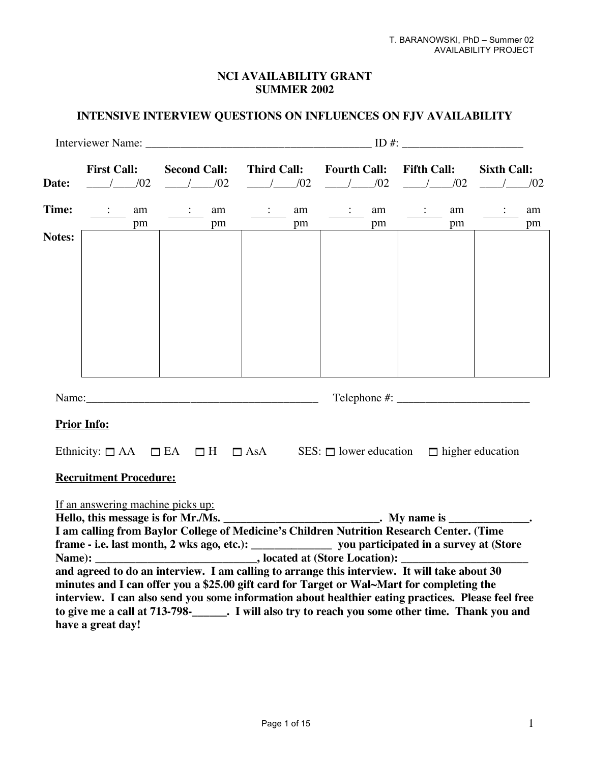T. BARANOWSKI, PhD – Summer 02
AVAILABILITY PROJECT

# NCI AVAILABILITY GRANT
# SUMMER 2002

## INTENSIVE INTERVIEW QUESTIONS ON INFLUENCES ON FJV AVAILABILITY

Interviewer Name: ________________________________________ ID #: _____________________

| | First Call: | Second Call: | Third Call: | Fourth Call: | Fifth Call: | Sixth Call: |
|---|---|---|---|---|---|---|
| **Date:** | ____/____/02 | ____/____/02 | ____/____/02 | ____/____/02 | ____/____/02 | ____/____/02 |
| **Time:** | ___:___ am pm | ___:___ am pm | ___:___ am pm | ___:___ am pm | ___:___ am pm | ___:___ am pm |
| **Notes:** | | | | | | |

Name:_________________________________________ Telephone #: _______________________

**Prior Info:**

Ethnicity: ☐ AA ☐ EA ☐ H ☐ AsA SES: ☐ lower education ☐ higher education

**Recruitment Procedure:**

If an answering machine picks up:

**Hello, this message is for Mr./Ms. ___________________________. My name is ______________. I am calling from Baylor College of Medicine's Children Nutrition Research Center. (Time frame - i.e. last month, 2 wks ago, etc.): _____________ you participated in a survey at (Store Name): ____________________________, located at (Store Location): ______________________ and agreed to do an interview. I am calling to arrange this interview. It will take about 30 minutes and I can offer you a $25.00 gift card for Target or Wal~Mart for completing the interview. I can also send you some information about healthier eating practices. Please feel free to give me a call at 713-798-______. I will also try to reach you some other time. Thank you and have a great day!**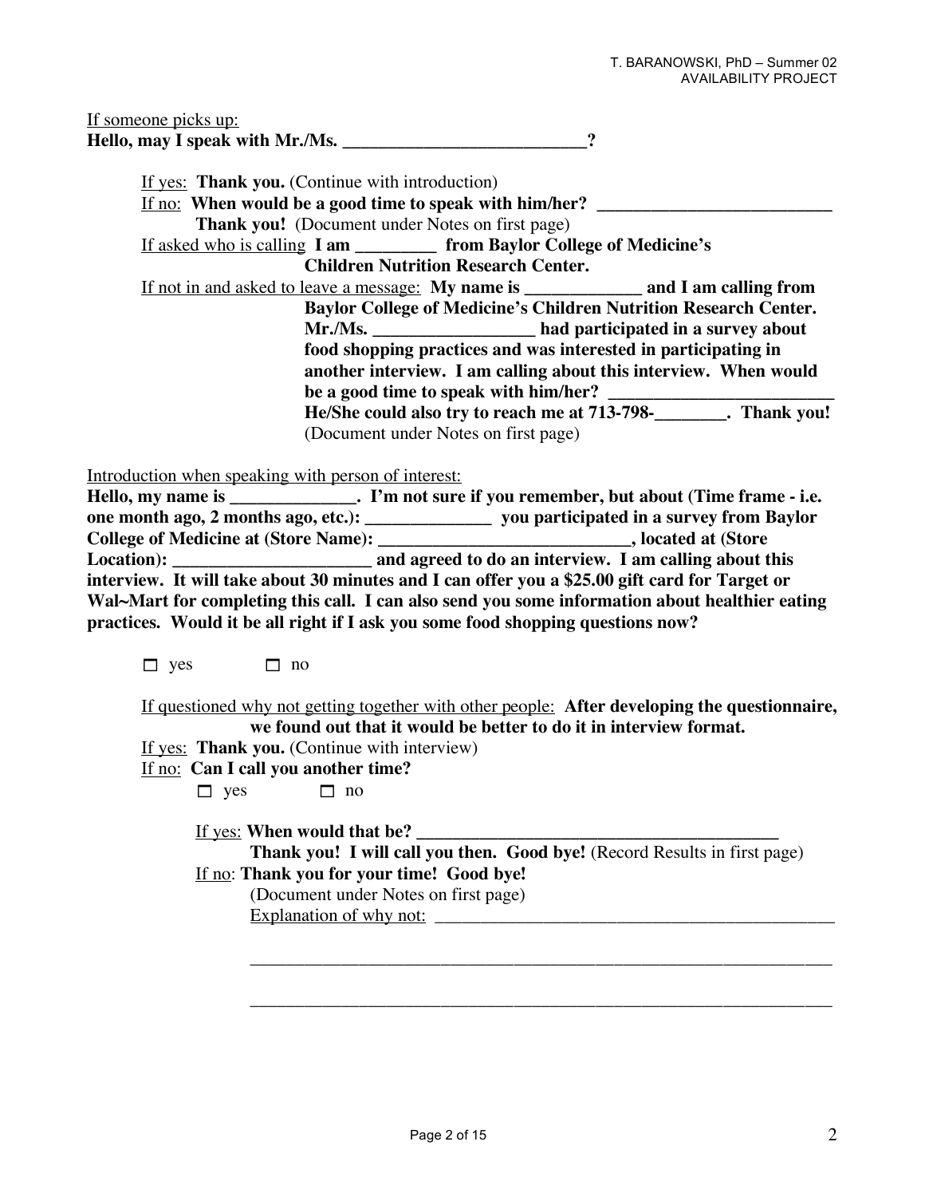<u>If someone picks up:</u>
**Hello, may I speak with Mr./Ms. ___________________________?**

<u>If yes:</u> **Thank you.** (Continue with introduction)
<u>If no:</u> **When would be a good time to speak with him/her? __________________________**
**Thank you!** (Document under Notes on first page)
<u>If asked who is calling</u> **I am _________ from Baylor College of Medicine's Children Nutrition Research Center.**
<u>If not in and asked to leave a message:</u> **My name is _____________ and I am calling from Baylor College of Medicine's Children Nutrition Research Center. Mr./Ms. __________________ had participated in a survey about food shopping practices and was interested in participating in another interview. I am calling about this interview. When would be a good time to speak with him/her? _________________________ He/She could also try to reach me at 713-798-________. Thank you!** (Document under Notes on first page)

<u>Introduction when speaking with person of interest:</u>
**Hello, my name is ______________. I'm not sure if you remember, but about (Time frame - i.e. one month ago, 2 months ago, etc.): ______________ you participated in a survey from Baylor College of Medicine at (Store Name): ____________________________, located at (Store Location): ______________________ and agreed to do an interview. I am calling about this interview. It will take about 30 minutes and I can offer you a $25.00 gift card for Target or Wal~Mart for completing this call. I can also send you some information about healthier eating practices. Would it be all right if I ask you some food shopping questions now?**

☐ yes ☐ no

<u>If questioned why not getting together with other people:</u> **After developing the questionnaire, we found out that it would be better to do it in interview format.**
<u>If yes:</u> **Thank you.** (Continue with interview)
<u>If no:</u> **Can I call you another time?**

☐ yes ☐ no

<u>If yes:</u> **When would that be? __________________________________________**
**Thank you! I will call you then. Good bye!** (Record Results in first page)
<u>If no</u>: **Thank you for your time! Good bye!**
(Document under Notes on first page)
<u>Explanation of why not:</u> _______________________________________________

_____________________________________________________________________

_____________________________________________________________________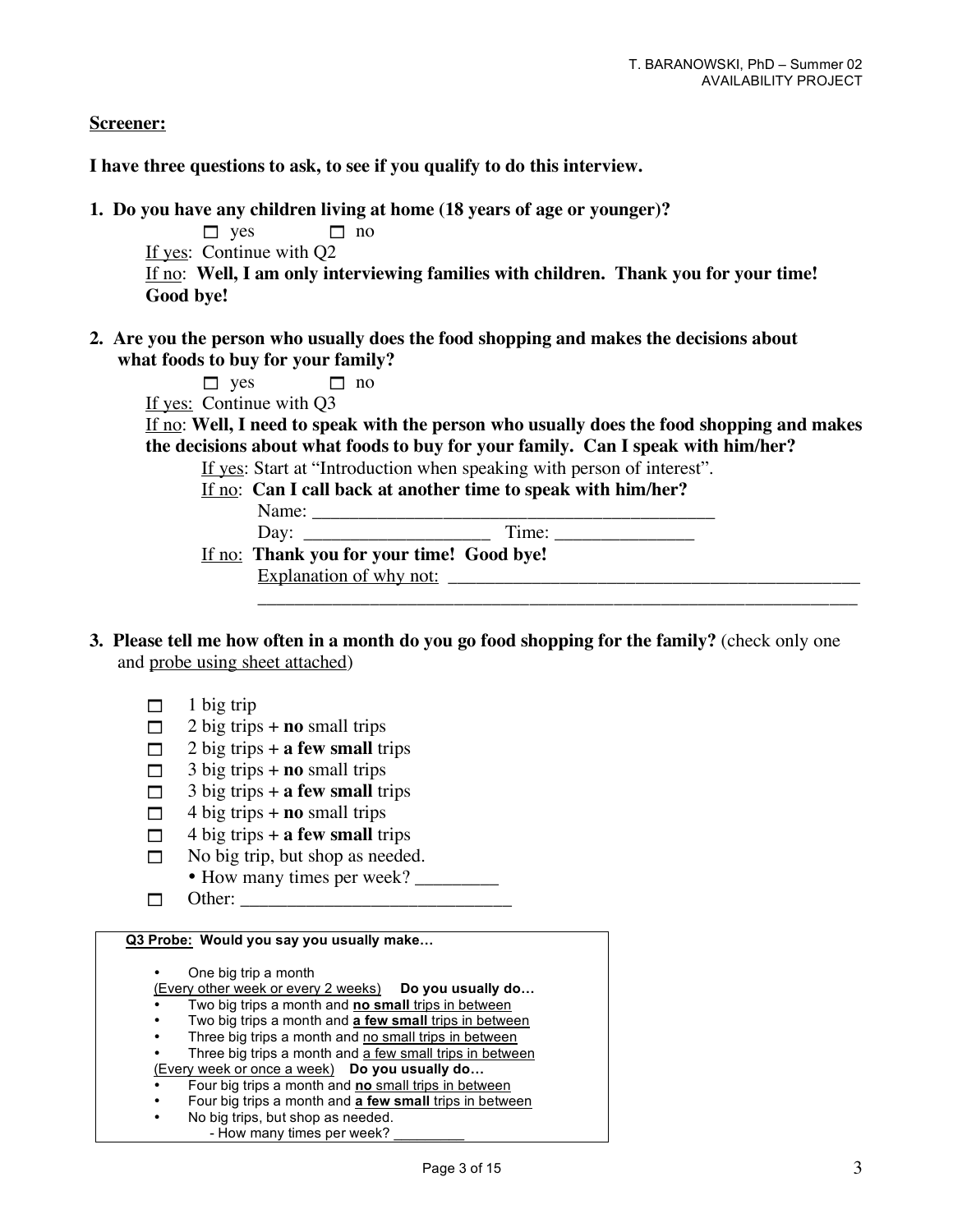**<u>Screener:</u>**

**I have three questions to ask, to see if you qualify to do this interview.**

1. **Do you have any children living at home (18 years of age or younger)?**

   ☐ yes ☐ no

   <u>If yes</u>: Continue with Q2

   <u>If no</u>: **Well, I am only interviewing families with children. Thank you for your time! Good bye!**

2. **Are you the person who usually does the food shopping and makes the decisions about what foods to buy for your family?**

   ☐ yes ☐ no

   <u>If yes:</u> Continue with Q3

   <u>If no</u>: **Well, I need to speak with the person who usually does the food shopping and makes the decisions about what foods to buy for your family. Can I speak with him/her?**

   - <u>If yes</u>: Start at "Introduction when speaking with person of interest".
   - <u>If no</u>: **Can I call back at another time to speak with him/her?**

     Name: ____________________________________________

     Day: ____________________ Time: _______________

   - <u>If no</u>: **Thank you for your time! Good bye!**

     <u>Explanation of why not:</u> ______________________________________________

     ________________________________________________________________

3. **Please tell me how often in a month do you go food shopping for the family?** (check only one and <u>probe using sheet attached</u>)

   - ☐ 1 big trip
   - ☐ 2 big trips + **no** small trips
   - ☐ 2 big trips + **a few small** trips
   - ☐ 3 big trips + **no** small trips
   - ☐ 3 big trips + **a few small** trips
   - ☐ 4 big trips + **no** small trips
   - ☐ 4 big trips + **a few small** trips
   - ☐ No big trip, but shop as needed.
     - How many times per week? _________
   - ☐ Other: ____________________________

**<u>Q3 Probe:</u> Would you say you usually make…**

- One big trip a month

<u>(Every other week or every 2 weeks)</u> **Do you usually do…**

- Two big trips a month and <u>**no small** trips in between</u>
- Two big trips a month and <u>**a few small** trips in between</u>
- Three big trips a month and <u>no small trips in between</u>
- Three big trips a month and <u>a few small trips in between</u>

<u>(Every week or once a week)</u> **Do you usually do…**

- Four big trips a month and <u>**no** small trips in between</u>
- Four big trips a month and <u>**a few small** trips in between</u>
- No big trips, but shop as needed.
  - How many times per week? _________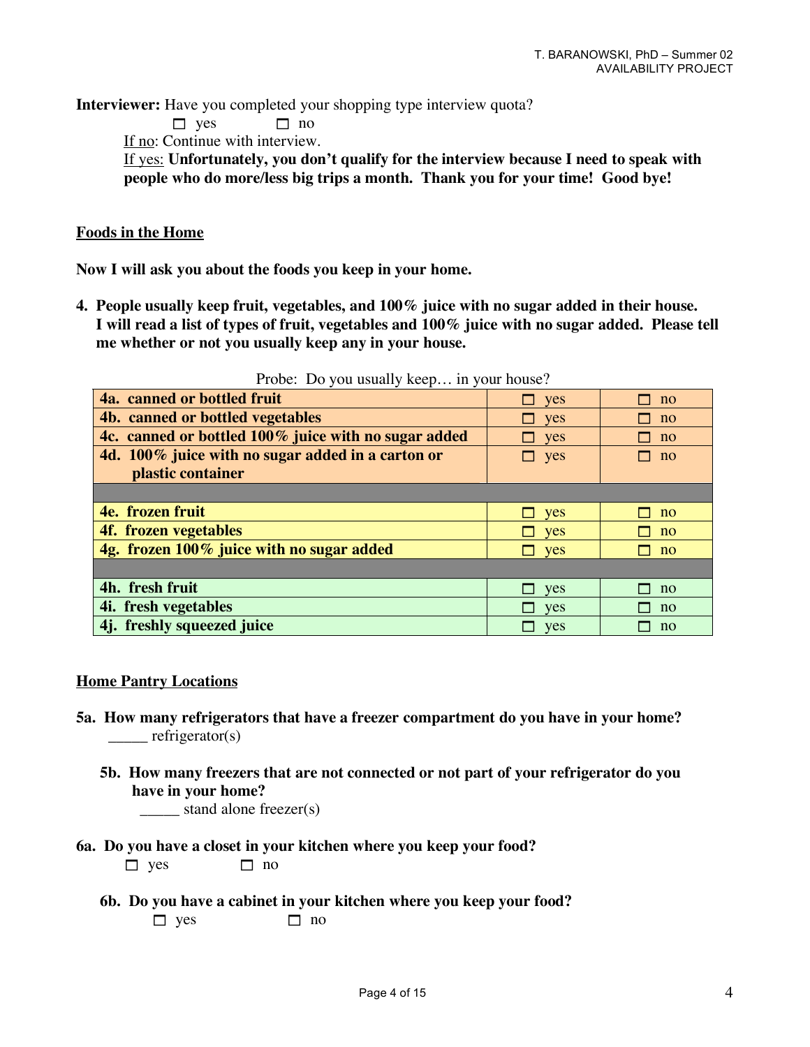**Interviewer:** Have you completed your shopping type interview quota?

☐ yes ☐ no

If no: Continue with interview.

If yes: **Unfortunately, you don't qualify for the interview because I need to speak with people who do more/less big trips a month. Thank you for your time! Good bye!**

## Foods in the Home

**Now I will ask you about the foods you keep in your home.**

**4. People usually keep fruit, vegetables, and 100% juice with no sugar added in their house. I will read a list of types of fruit, vegetables and 100% juice with no sugar added. Please tell me whether or not you usually keep any in your house.**

Probe: Do you usually keep… in your house?

| | | |
|---|---|---|
| **4a. canned or bottled fruit** | ☐ yes | ☐ no |
| **4b. canned or bottled vegetables** | ☐ yes | ☐ no |
| **4c. canned or bottled 100% juice with no sugar added** | ☐ yes | ☐ no |
| **4d. 100% juice with no sugar added in a carton or plastic container** | ☐ yes | ☐ no |
| | | |
| **4e. frozen fruit** | ☐ yes | ☐ no |
| **4f. frozen vegetables** | ☐ yes | ☐ no |
| **4g. frozen 100% juice with no sugar added** | ☐ yes | ☐ no |
| | | |
| **4h. fresh fruit** | ☐ yes | ☐ no |
| **4i. fresh vegetables** | ☐ yes | ☐ no |
| **4j. freshly squeezed juice** | ☐ yes | ☐ no |

## Home Pantry Locations

**5a. How many refrigerators that have a freezer compartment do you have in your home?**

_____ refrigerator(s)

**5b. How many freezers that are not connected or not part of your refrigerator do you have in your home?**

_____ stand alone freezer(s)

**6a. Do you have a closet in your kitchen where you keep your food?**

☐ yes ☐ no

**6b. Do you have a cabinet in your kitchen where you keep your food?**

☐ yes ☐ no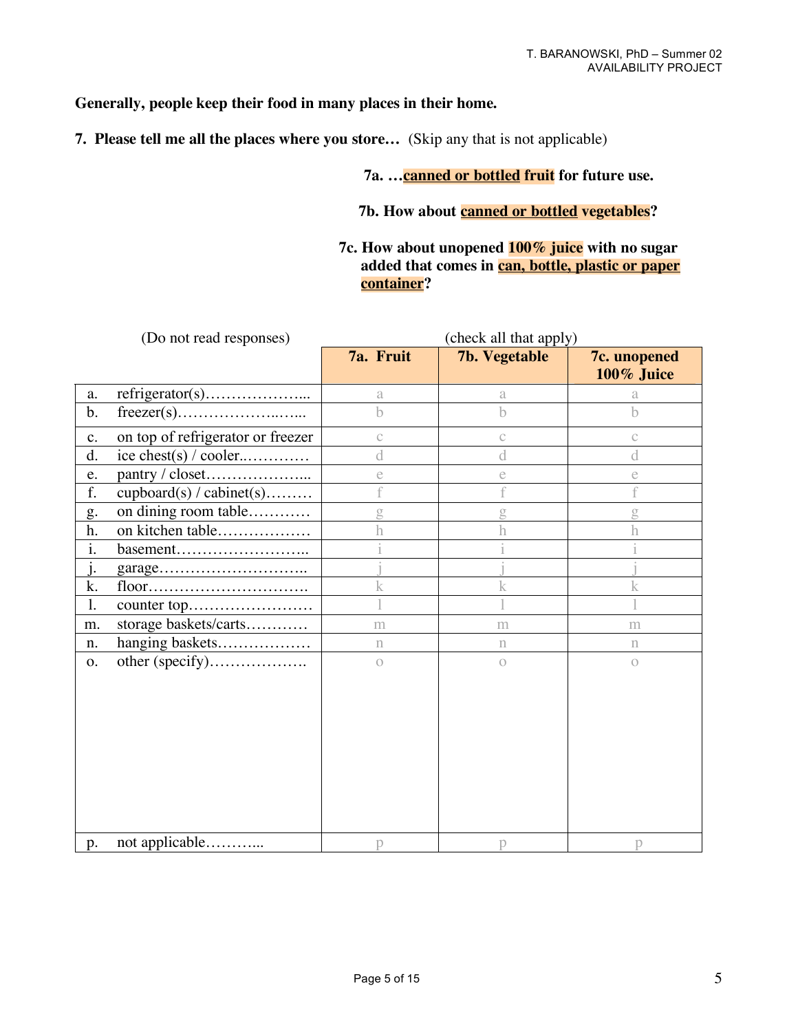**Generally, people keep their food in many places in their home.**

**7. Please tell me all the places where you store…** (Skip any that is not applicable)

**7a. …<u>canned or bottled</u> fruit for future use.**

**7b. How about <u>canned or bottled</u> vegetables?**

**7c. How about unopened 100% juice with no sugar added that comes in <u>can, bottle, plastic or paper container</u>?**

(Do not read responses) (check all that apply)

| | | 7a. Fruit | 7b. Vegetable | 7c. unopened 100% Juice |
|---|---|---|---|---|
| a. | refrigerator(s)……………….... | a | a | a |
| b. | freezer(s)………………..…... | b | b | b |
| c. | on top of refrigerator or freezer | c | c | c |
| d. | ice chest(s) / cooler.………… | d | d | d |
| e. | pantry / closet………………... | e | e | e |
| f. | cupboard(s) / cabinet(s)……… | f | f | f |
| g. | on dining room table………… | g | g | g |
| h. | on kitchen table……………… | h | h | h |
| i. | basement…………………….. | i | i | i |
| j. | garage……………………….. | j | j | j |
| k. | floor…………………………. | k | k | k |
| l. | counter top…………………… | l | l | l |
| m. | storage baskets/carts………… | m | m | m |
| n. | hanging baskets……………… | n | n | n |
| o. | other (specify)………………. | o | o | o |
| p. | not applicable………... | p | p | p |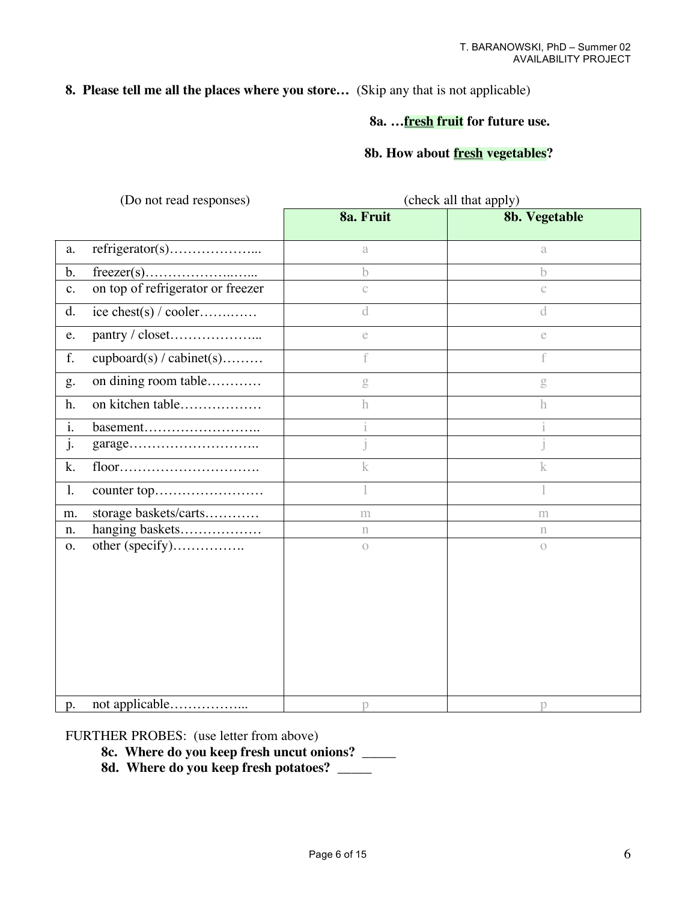**8. Please tell me all the places where you store…** (Skip any that is not applicable)

**8a. …<u>fresh</u> fruit for future use.**

**8b. How about <u>fresh</u> vegetables?**

| (Do not read responses) | (check all that apply) 8a. Fruit | 8b. Vegetable |
|---|---|---|
| a. refrigerator(s)……………….... | a | a |
| b. freezer(s)………………..…... | b | b |
| c. on top of refrigerator or freezer | c | c |
| d. ice chest(s) / cooler……..…… | d | d |
| e. pantry / closet………………... | e | e |
| f. cupboard(s) / cabinet(s)……… | f | f |
| g. on dining room table………… | g | g |
| h. on kitchen table……………… | h | h |
| i. basement…………………….. | i | i |
| j. garage……………………….. | j | j |
| k. floor…………………………. | k | k |
| l. counter top…………………… | l | l |
| m. storage baskets/carts………… | m | m |
| n. hanging baskets……………… | n | n |
| o. other (specify)……………. | o | o |
| p. not applicable……………... | p | p |

FURTHER PROBES: (use letter from above)

**8c. Where do you keep fresh uncut onions?** _____

**8d. Where do you keep fresh potatoes?** _____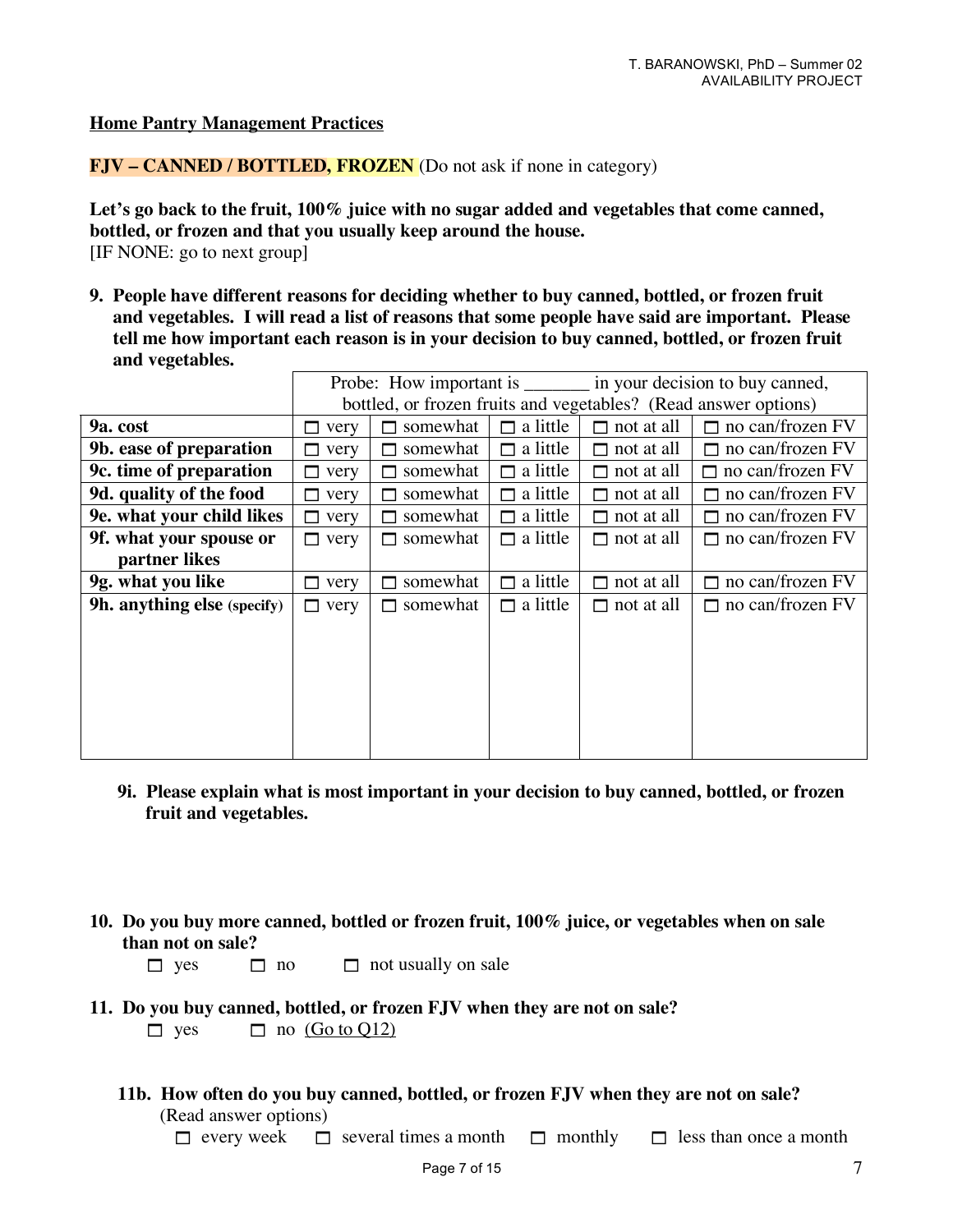## Home Pantry Management Practices

**FJV – CANNED / BOTTLED, FROZEN** (Do not ask if none in category)

**Let's go back to the fruit, 100% juice with no sugar added and vegetables that come canned, bottled, or frozen and that you usually keep around the house.**
[IF NONE: go to next group]

**9. People have different reasons for deciding whether to buy canned, bottled, or frozen fruit and vegetables. I will read a list of reasons that some people have said are important. Please tell me how important each reason is in your decision to buy canned, bottled, or frozen fruit and vegetables.**

| | Probe: How important is _______ in your decision to buy canned, bottled, or frozen fruits and vegetables? (Read answer options) | | | | |
|---|---|---|---|---|---|
| **9a. cost** | ☐ very | ☐ somewhat | ☐ a little | ☐ not at all | ☐ no can/frozen FV |
| **9b. ease of preparation** | ☐ very | ☐ somewhat | ☐ a little | ☐ not at all | ☐ no can/frozen FV |
| **9c. time of preparation** | ☐ very | ☐ somewhat | ☐ a little | ☐ not at all | ☐ no can/frozen FV |
| **9d. quality of the food** | ☐ very | ☐ somewhat | ☐ a little | ☐ not at all | ☐ no can/frozen FV |
| **9e. what your child likes** | ☐ very | ☐ somewhat | ☐ a little | ☐ not at all | ☐ no can/frozen FV |
| **9f. what your spouse or partner likes** | ☐ very | ☐ somewhat | ☐ a little | ☐ not at all | ☐ no can/frozen FV |
| **9g. what you like** | ☐ very | ☐ somewhat | ☐ a little | ☐ not at all | ☐ no can/frozen FV |
| **9h. anything else (specify)** | ☐ very | ☐ somewhat | ☐ a little | ☐ not at all | ☐ no can/frozen FV |

**9i. Please explain what is most important in your decision to buy canned, bottled, or frozen fruit and vegetables.**

**10. Do you buy more canned, bottled or frozen fruit, 100% juice, or vegetables when on sale than not on sale?**

☐ yes ☐ no ☐ not usually on sale

**11. Do you buy canned, bottled, or frozen FJV when they are not on sale?**

☐ yes ☐ no (Go to Q12)

**11b. How often do you buy canned, bottled, or frozen FJV when they are not on sale?** (Read answer options)

☐ every week ☐ several times a month ☐ monthly ☐ less than once a month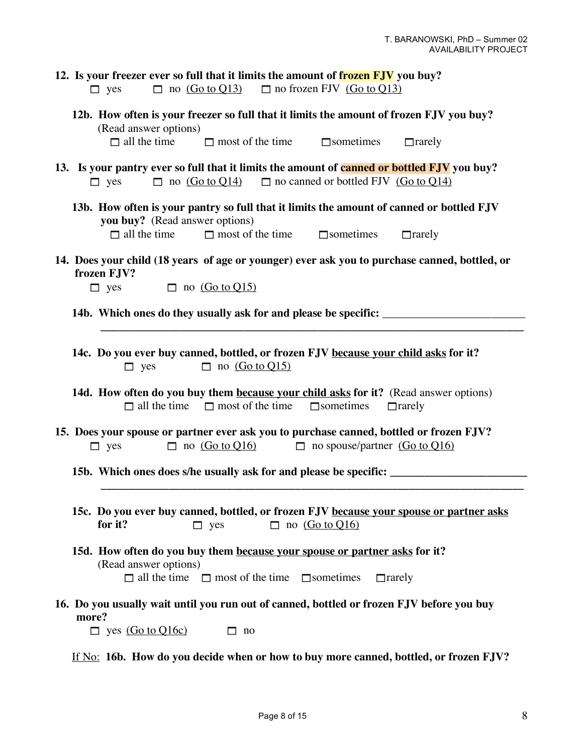**12. Is your freezer ever so full that it limits the amount of frozen FJV you buy?**

☐ yes ☐ no <u>(Go to Q13)</u> ☐ no frozen FJV <u>(Go to Q13)</u>

**12b. How often is your freezer so full that it limits the amount of frozen FJV you buy?** (Read answer options)

☐ all the time ☐ most of the time ☐ sometimes ☐ rarely

**13. Is your pantry ever so full that it limits the amount of canned or bottled FJV you buy?**

☐ yes ☐ no <u>(Go to Q14)</u> ☐ no canned or bottled FJV <u>(Go to Q14)</u>

**13b. How often is your pantry so full that it limits the amount of canned or bottled FJV you buy?** (Read answer options)

☐ all the time ☐ most of the time ☐ sometimes ☐ rarely

**14. Does your child (18 years of age or younger) ever ask you to purchase canned, bottled, or frozen FJV?**

☐ yes ☐ no <u>(Go to Q15)</u>

**14b. Which ones do they usually ask for and please be specific:** ________________________

______________________________________________________________________________

**14c. Do you ever buy canned, bottled, or frozen FJV <u>because your child asks</u> for it?**

☐ yes ☐ no <u>(Go to Q15)</u>

**14d. How often do you buy them <u>because your child asks</u> for it?** (Read answer options)

☐ all the time ☐ most of the time ☐ sometimes ☐ rarely

**15. Does your spouse or partner ever ask you to purchase canned, bottled or frozen FJV?**

☐ yes ☐ no <u>(Go to Q16)</u> ☐ no spouse/partner <u>(Go to Q16)</u>

**15b. Which ones does s/he usually ask for and please be specific:** ________________________

______________________________________________________________________________

**15c. Do you ever buy canned, bottled, or frozen FJV <u>because your spouse or partner asks</u> for it?** ☐ yes ☐ no <u>(Go to Q16)</u>

**15d. How often do you buy them <u>because your spouse or partner asks</u> for it?** (Read answer options)

☐ all the time ☐ most of the time ☐ sometimes ☐ rarely

**16. Do you usually wait until you run out of canned, bottled or frozen FJV before you buy more?**

☐ yes <u>(Go to Q16c)</u> ☐ no

<u>If No:</u> **16b. How do you decide when or how to buy more canned, bottled, or frozen FJV?**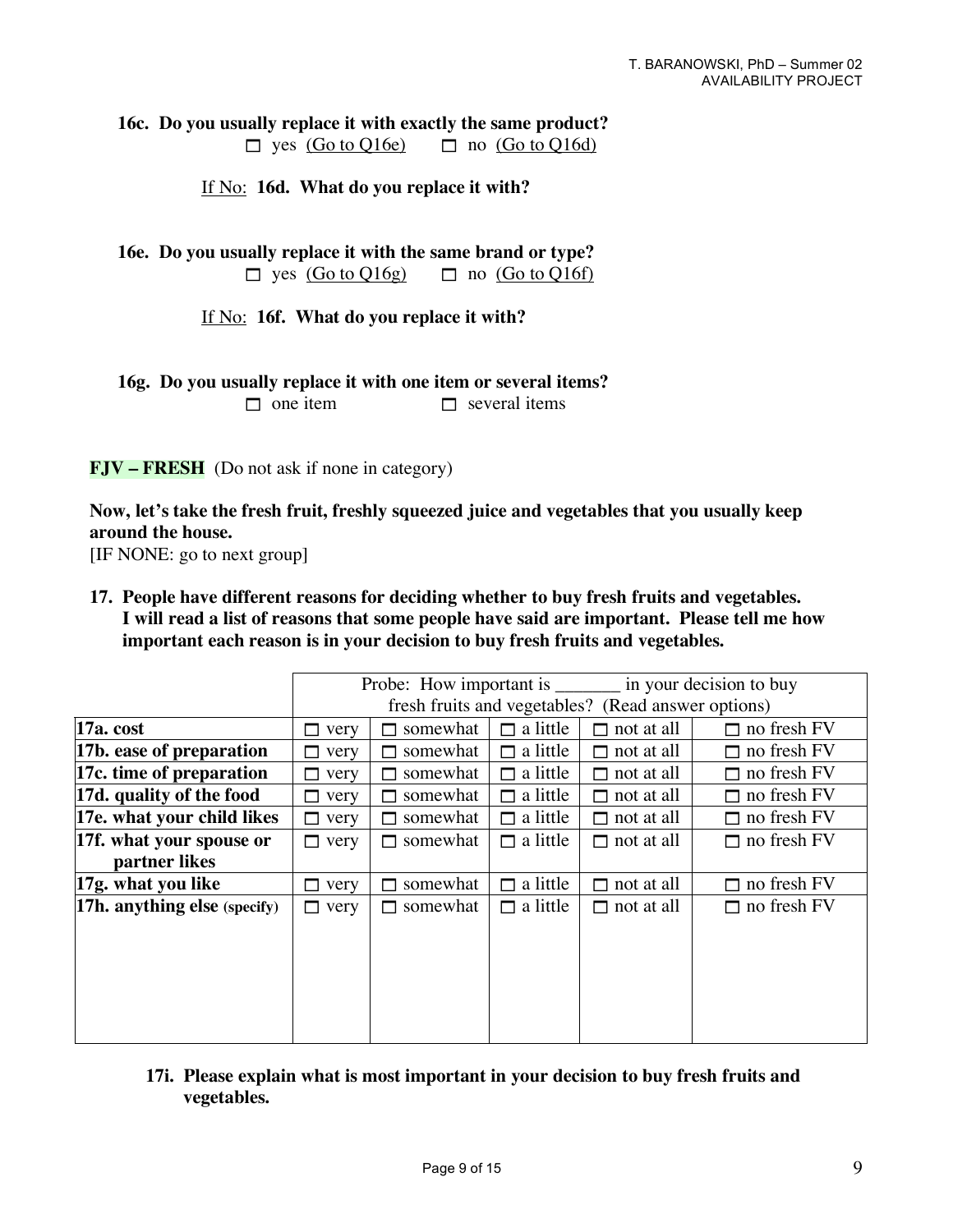**16c. Do you usually replace it with exactly the same product?**

☐ yes (Go to Q16e)  ☐ no (Go to Q16d)

If No: **16d. What do you replace it with?**

**16e. Do you usually replace it with the same brand or type?**

☐ yes (Go to Q16g)  ☐ no (Go to Q16f)

If No: **16f. What do you replace it with?**

**16g. Do you usually replace it with one item or several items?**

☐ one item  ☐ several items

**FJV – FRESH** (Do not ask if none in category)

**Now, let's take the fresh fruit, freshly squeezed juice and vegetables that you usually keep around the house.**

[IF NONE: go to next group]

**17. People have different reasons for deciding whether to buy fresh fruits and vegetables. I will read a list of reasons that some people have said are important. Please tell me how important each reason is in your decision to buy fresh fruits and vegetables.**

| | Probe: How important is _______ in your decision to buy fresh fruits and vegetables? (Read answer options) | | | | |
|---|---|---|---|---|---|
| **17a. cost** | ☐ very | ☐ somewhat | ☐ a little | ☐ not at all | ☐ no fresh FV |
| **17b. ease of preparation** | ☐ very | ☐ somewhat | ☐ a little | ☐ not at all | ☐ no fresh FV |
| **17c. time of preparation** | ☐ very | ☐ somewhat | ☐ a little | ☐ not at all | ☐ no fresh FV |
| **17d. quality of the food** | ☐ very | ☐ somewhat | ☐ a little | ☐ not at all | ☐ no fresh FV |
| **17e. what your child likes** | ☐ very | ☐ somewhat | ☐ a little | ☐ not at all | ☐ no fresh FV |
| **17f. what your spouse or partner likes** | ☐ very | ☐ somewhat | ☐ a little | ☐ not at all | ☐ no fresh FV |
| **17g. what you like** | ☐ very | ☐ somewhat | ☐ a little | ☐ not at all | ☐ no fresh FV |
| **17h. anything else (specify)** | ☐ very | ☐ somewhat | ☐ a little | ☐ not at all | ☐ no fresh FV |

**17i. Please explain what is most important in your decision to buy fresh fruits and vegetables.**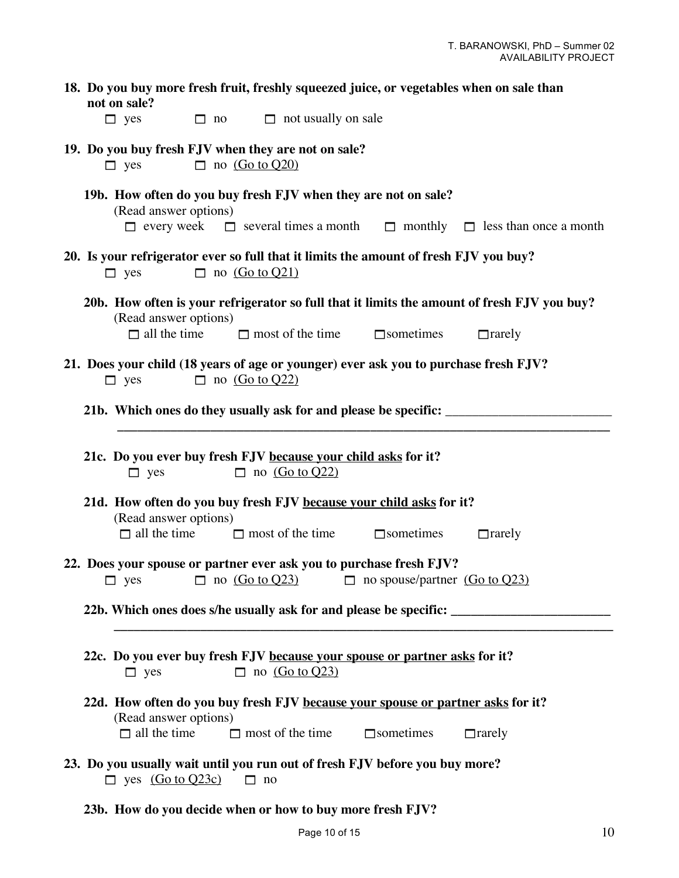**18. Do you buy more fresh fruit, freshly squeezed juice, or vegetables when on sale than not on sale?**

☐ yes ☐ no ☐ not usually on sale

**19. Do you buy fresh FJV when they are not on sale?**

☐ yes ☐ no <u>(Go to Q20)</u>

**19b. How often do you buy fresh FJV when they are not on sale?**

(Read answer options)

☐ every week ☐ several times a month ☐ monthly ☐ less than once a month

**20. Is your refrigerator ever so full that it limits the amount of fresh FJV you buy?**

☐ yes ☐ no <u>(Go to Q21)</u>

**20b. How often is your refrigerator so full that it limits the amount of fresh FJV you buy?**

(Read answer options)

☐ all the time ☐ most of the time ☐ sometimes ☐ rarely

**21. Does your child (18 years of age or younger) ever ask you to purchase fresh FJV?**

☐ yes ☐ no <u>(Go to Q22)</u>

**21b. Which ones do they usually ask for and please be specific:** ________________________

______________________________________________________________________________

**21c. Do you ever buy fresh FJV <u>because your child asks</u> for it?**

☐ yes ☐ no <u>(Go to Q22)</u>

**21d. How often do you buy fresh FJV <u>because your child asks</u> for it?**

(Read answer options)

☐ all the time ☐ most of the time ☐ sometimes ☐ rarely

**22. Does your spouse or partner ever ask you to purchase fresh FJV?**

☐ yes ☐ no <u>(Go to Q23)</u> ☐ no spouse/partner <u>(Go to Q23)</u>

**22b. Which ones does s/he usually ask for and please be specific:** ________________________

______________________________________________________________________________

**22c. Do you ever buy fresh FJV <u>because your spouse or partner asks</u> for it?**

☐ yes ☐ no <u>(Go to Q23)</u>

**22d. How often do you buy fresh FJV <u>because your spouse or partner asks</u> for it?**

(Read answer options)

☐ all the time ☐ most of the time ☐ sometimes ☐ rarely

**23. Do you usually wait until you run out of fresh FJV before you buy more?**

☐ yes <u>(Go to Q23c)</u> ☐ no

**23b. How do you decide when or how to buy more fresh FJV?**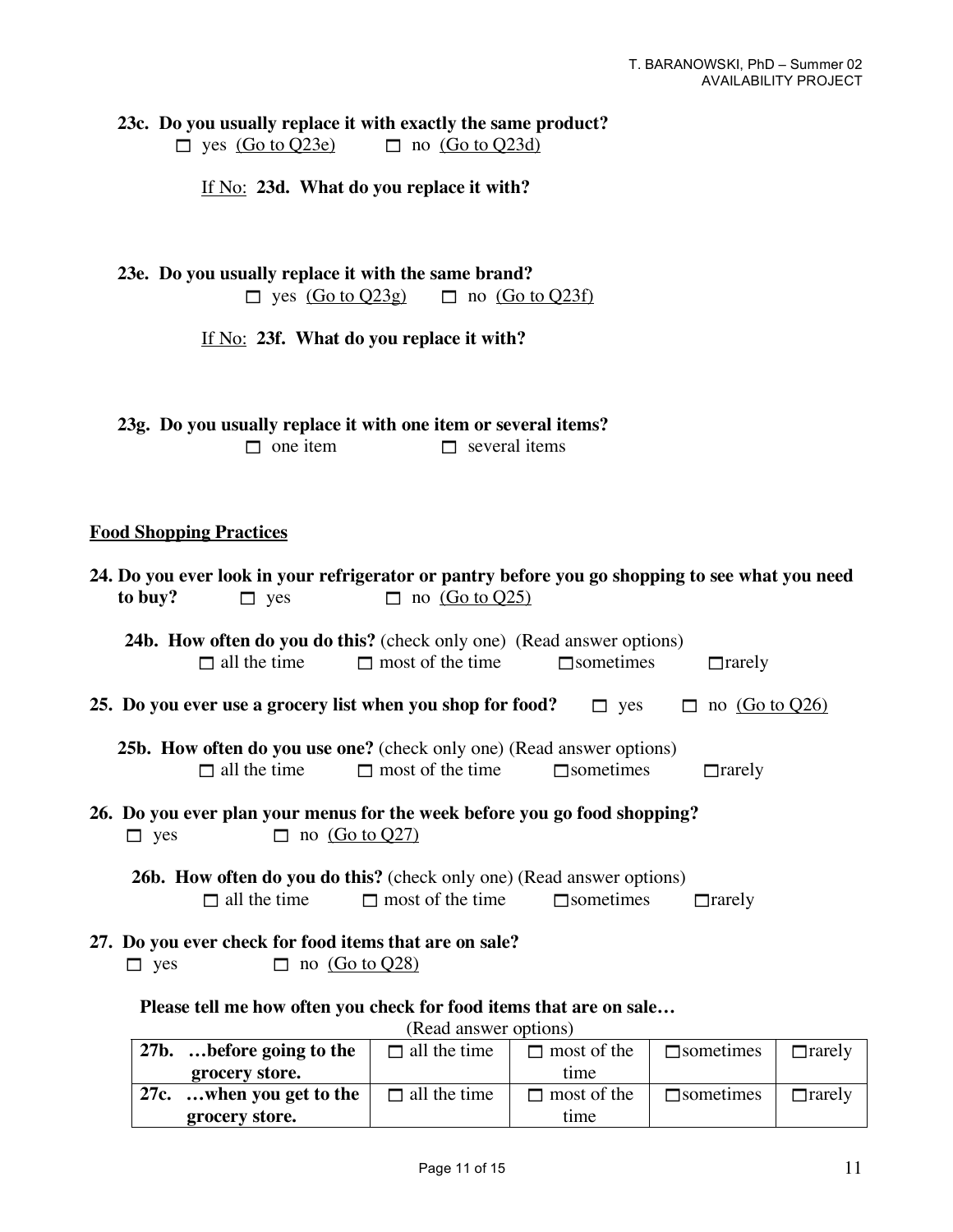**23c. Do you usually replace it with exactly the same product?**
☐ yes (Go to Q23e) ☐ no (Go to Q23d)

If No: **23d. What do you replace it with?**

**23e. Do you usually replace it with the same brand?**
☐ yes (Go to Q23g) ☐ no (Go to Q23f)

If No: **23f. What do you replace it with?**

**23g. Do you usually replace it with one item or several items?**
☐ one item ☐ several items

## Food Shopping Practices

**24. Do you ever look in your refrigerator or pantry before you go shopping to see what you need to buy?** ☐ yes ☐ no (Go to Q25)

**24b. How often do you do this?** (check only one) (Read answer options)
☐ all the time ☐ most of the time ☐ sometimes ☐ rarely

**25. Do you ever use a grocery list when you shop for food?** ☐ yes ☐ no (Go to Q26)

**25b. How often do you use one?** (check only one) (Read answer options)
☐ all the time ☐ most of the time ☐ sometimes ☐ rarely

**26. Do you ever plan your menus for the week before you go food shopping?**
☐ yes ☐ no (Go to Q27)

**26b. How often do you do this?** (check only one) (Read answer options)
☐ all the time ☐ most of the time ☐ sometimes ☐ rarely

**27. Do you ever check for food items that are on sale?**
☐ yes ☐ no (Go to Q28)

**Please tell me how often you check for food items that are on sale…**
(Read answer options)

| | | | | |
|---|---|---|---|---|
| **27b. …before going to the grocery store.** | ☐ all the time | ☐ most of the time | ☐ sometimes | ☐ rarely |
| **27c. …when you get to the grocery store.** | ☐ all the time | ☐ most of the time | ☐ sometimes | ☐ rarely |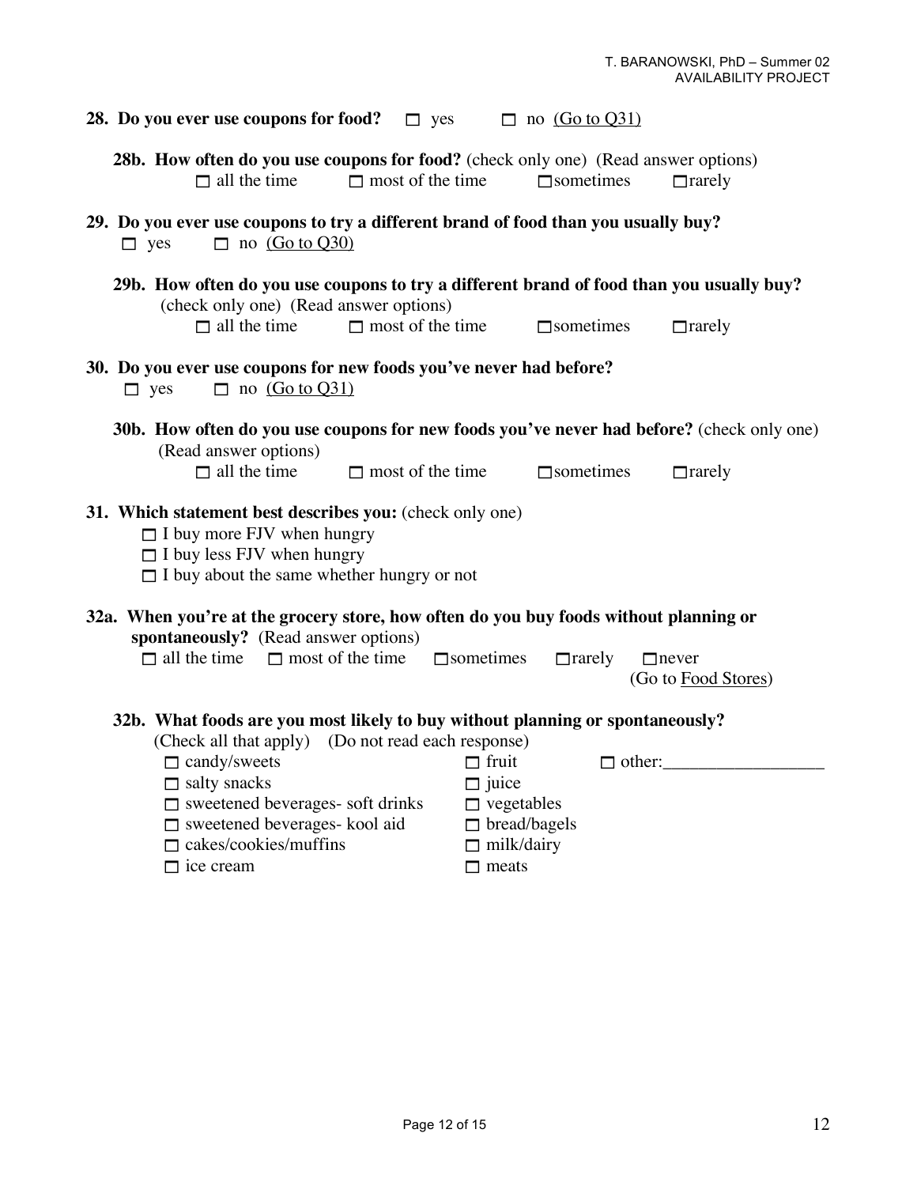**28. Do you ever use coupons for food?** ☐ yes ☐ no (Go to Q31)

**28b. How often do you use coupons for food?** (check only one) (Read answer options)
☐ all the time ☐ most of the time ☐ sometimes ☐ rarely

**29. Do you ever use coupons to try a different brand of food than you usually buy?**
☐ yes ☐ no (Go to Q30)

**29b. How often do you use coupons to try a different brand of food than you usually buy?** (check only one) (Read answer options)
☐ all the time ☐ most of the time ☐ sometimes ☐ rarely

**30. Do you ever use coupons for new foods you've never had before?**
☐ yes ☐ no (Go to Q31)

**30b. How often do you use coupons for new foods you've never had before?** (check only one) (Read answer options)
☐ all the time ☐ most of the time ☐ sometimes ☐ rarely

**31. Which statement best describes you:** (check only one)
- ☐ I buy more FJV when hungry
- ☐ I buy less FJV when hungry
- ☐ I buy about the same whether hungry or not

**32a. When you're at the grocery store, how often do you buy foods without planning or spontaneously?** (Read answer options)
☐ all the time ☐ most of the time ☐ sometimes ☐ rarely ☐ never (Go to Food Stores)

**32b. What foods are you most likely to buy without planning or spontaneously?**
(Check all that apply) (Do not read each response)

- ☐ candy/sweets
- ☐ salty snacks
- ☐ sweetened beverages- soft drinks
- ☐ sweetened beverages- kool aid
- ☐ cakes/cookies/muffins
- ☐ ice cream
- ☐ fruit
- ☐ juice
- ☐ vegetables
- ☐ bread/bagels
- ☐ milk/dairy
- ☐ meats
- ☐ other:__________________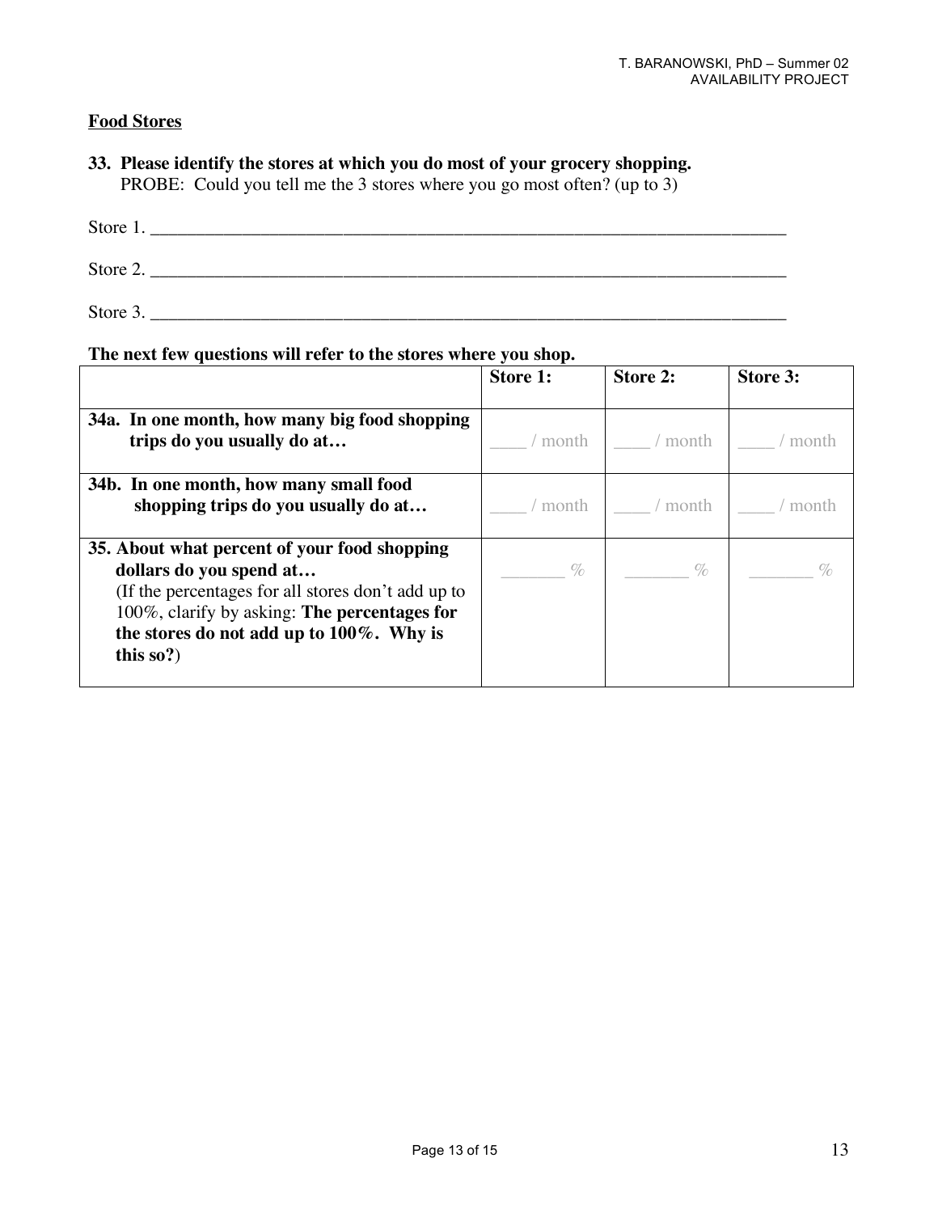## Food Stores

**33. Please identify the stores at which you do most of your grocery shopping.**
PROBE: Could you tell me the 3 stores where you go most often? (up to 3)

Store 1. ___________________________________________________________________________

Store 2. ___________________________________________________________________________

Store 3. ___________________________________________________________________________

**The next few questions will refer to the stores where you shop.**

| | **Store 1:** | **Store 2:** | **Store 3:** |
|---|---|---|---|
| **34a. In one month, how many big food shopping trips do you usually do at…** | ____ / month | ____ / month | ____ / month |
| **34b. In one month, how many small food shopping trips do you usually do at…** | ____ / month | ____ / month | ____ / month |
| **35. About what percent of your food shopping dollars do you spend at…** (If the percentages for all stores don't add up to 100%, clarify by asking: **The percentages for the stores do not add up to 100%. Why is this so?**) | _______ % | _______ % | _______ % |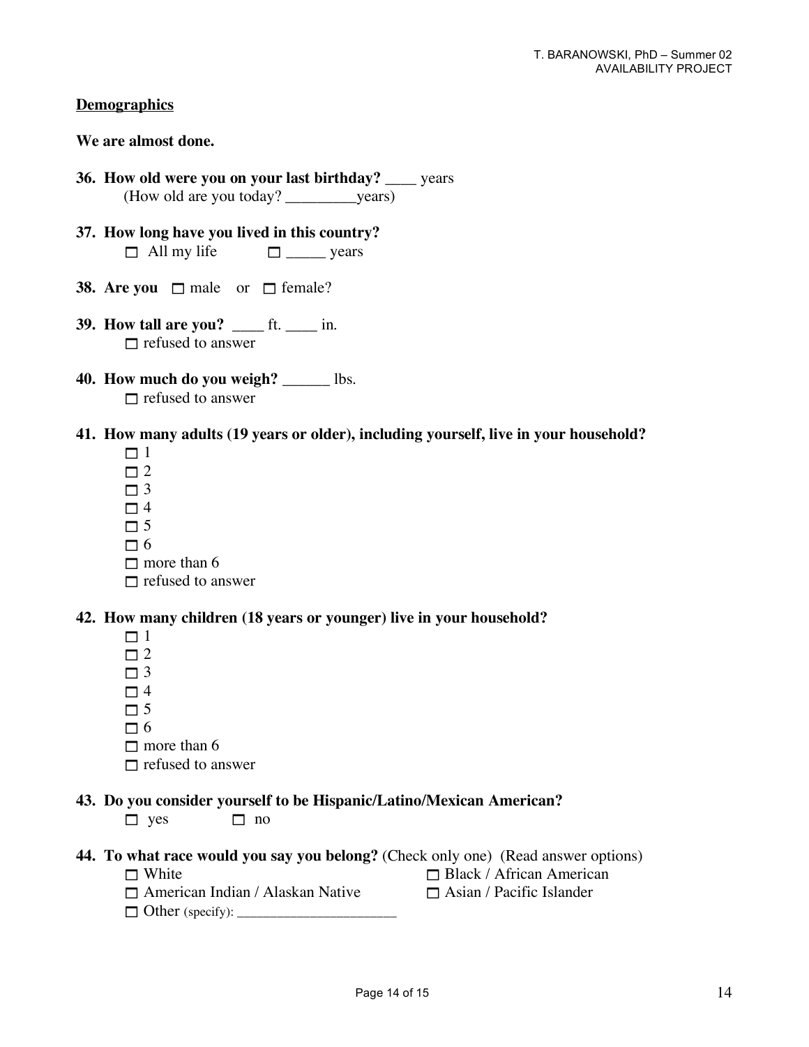## Demographics

**We are almost done.**

**36. How old were you on your last birthday?** ____ years
(How old are you today? _________years)

**37. How long have you lived in this country?**
☐ All my life ☐ _____ years

**38. Are you** ☐ male or ☐ female?

**39. How tall are you?** ____ ft. ____ in.
☐ refused to answer

**40. How much do you weigh?** ______ lbs.
☐ refused to answer

**41. How many adults (19 years or older), including yourself, live in your household?**
- ☐ 1
- ☐ 2
- ☐ 3
- ☐ 4
- ☐ 5
- ☐ 6
- ☐ more than 6
- ☐ refused to answer

**42. How many children (18 years or younger) live in your household?**
- ☐ 1
- ☐ 2
- ☐ 3
- ☐ 4
- ☐ 5
- ☐ 6
- ☐ more than 6
- ☐ refused to answer

**43. Do you consider yourself to be Hispanic/Latino/Mexican American?**
☐ yes ☐ no

**44. To what race would you say you belong?** (Check only one) (Read answer options)
- ☐ White
- ☐ Black / African American
- ☐ American Indian / Alaskan Native
- ☐ Asian / Pacific Islander
- ☐ Other (specify): _____________________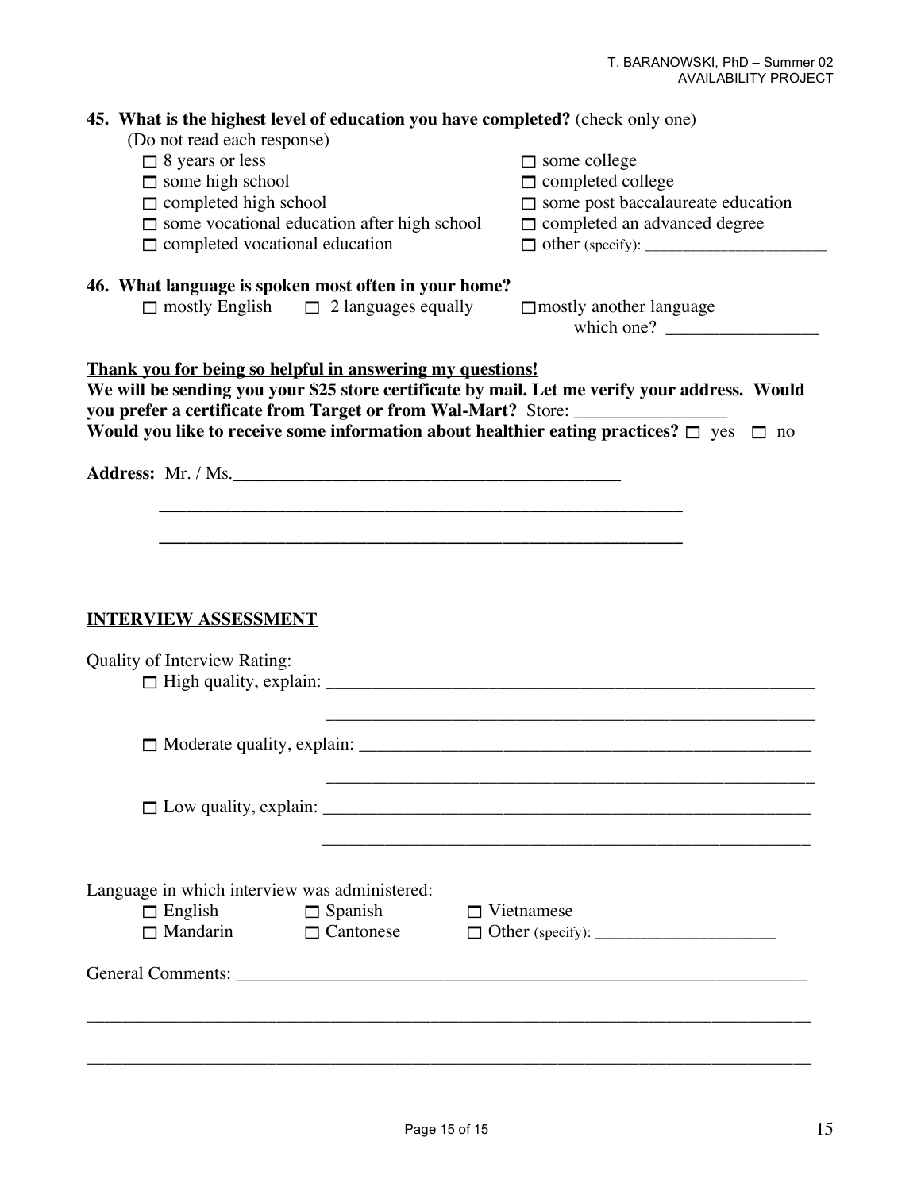**45. What is the highest level of education you have completed?** (check only one)
(Do not read each response)

- ☐ 8 years or less
- ☐ some high school
- ☐ completed high school
- ☐ some vocational education after high school
- ☐ completed vocational education
- ☐ some college
- ☐ completed college
- ☐ some post baccalaureate education
- ☐ completed an advanced degree
- ☐ other (specify): ______________________

**46. What language is spoken most often in your home?**

☐ mostly English ☐ 2 languages equally ☐ mostly another language
which one? _________________

**Thank you for being so helpful in answering my questions!**
**We will be sending you your $25 store certificate by mail. Let me verify your address. Would you prefer a certificate from Target or from Wal-Mart?** Store: _________________
**Would you like to receive some information about healthier eating practices?** ☐ yes ☐ no

**Address:** Mr. / Ms.____________________________________________

____________________________________________________________

____________________________________________________________

**INTERVIEW ASSESSMENT**

Quality of Interview Rating:

☐ High quality, explain: _______________________________________________________

_______________________________________________________

☐ Moderate quality, explain: ___________________________________________________

_______________________________________________________

☐ Low quality, explain: ________________________________________________________

_______________________________________________________

Language in which interview was administered:

- ☐ English
- ☐ Spanish
- ☐ Vietnamese
- ☐ Mandarin
- ☐ Cantonese
- ☐ Other (specify): ______________________

General Comments: ___________________________________________________________________

__________________________________________________________________________________

__________________________________________________________________________________